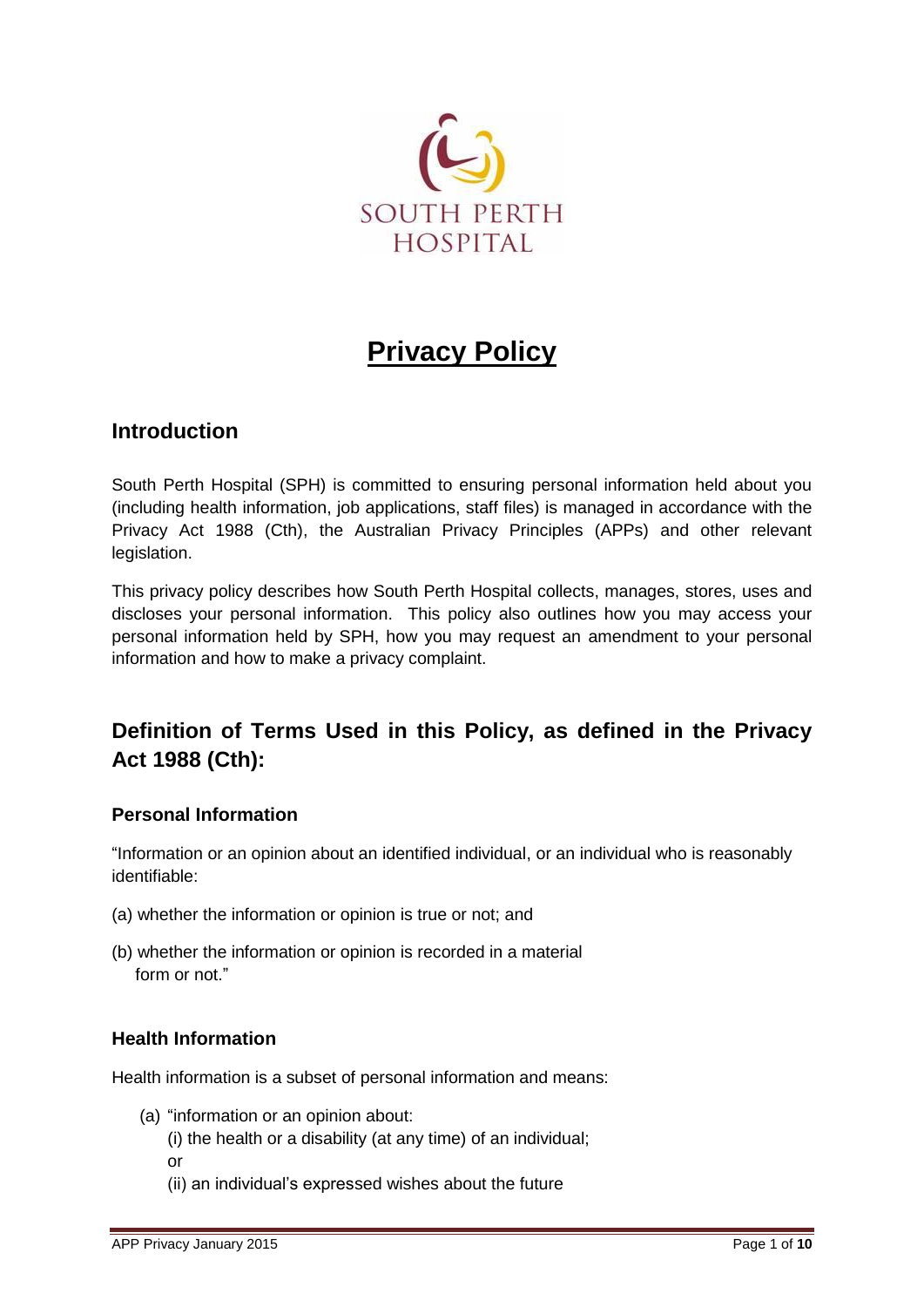SOUTH PERTH HOSPITAL

# Privacy Policy

## Introduction

South Perth Hospital (SPH) is committed to ensuring personal information held about you (including health information, job applications, staff files) is managed in accordance with the Privacy Act 1988 (Cth), the Australian Privacy Principles (APPs) and other relevant legislation.

This privacy policy describes how South Perth Hospital collects, manages, stores, uses and discloses your personal information. This policy also outlines how you may access your personal information held by SPH, how you may request an amendment to your personal information and how to make a privacy complaint.

## Definition of Terms Used in this Policy, as defined in the Privacy Act 1988 (Cth):

### Personal Information

"Information or an opinion about an identified individual, or an individual who is reasonably identifiable:

(a) whether the information or opinion is true or not; and

(b) whether the information or opinion is recorded in a material form or not."

### Health Information

Health information is a subset of personal information and means:

(a) "information or an opinion about:
   (i) the health or a disability (at any time) of an individual;
   or
   (ii) an individual's expressed wishes about the future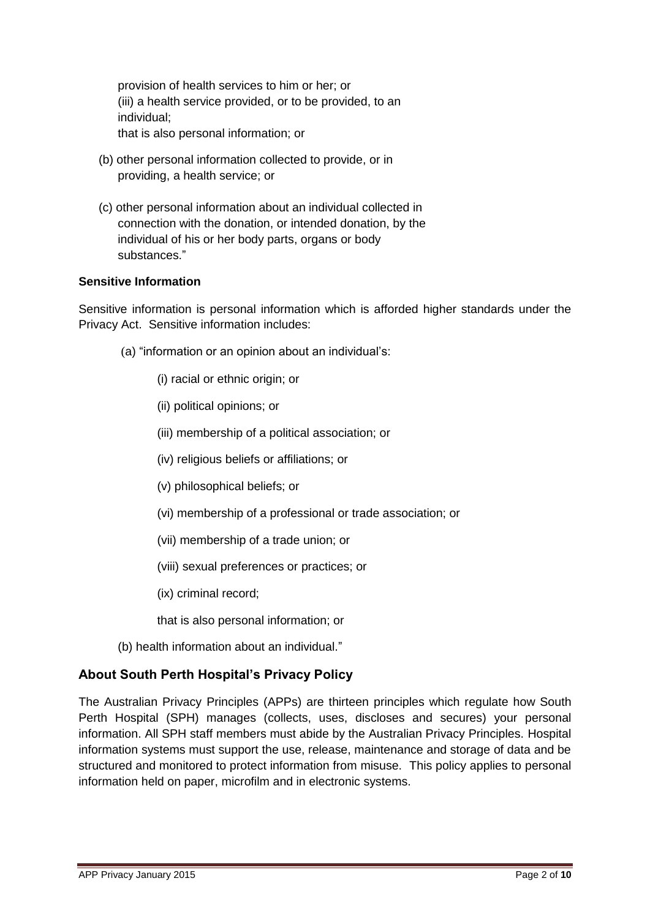provision of health services to him or her; or
(iii) a health service provided, or to be provided, to an individual;
that is also personal information; or

(b) other personal information collected to provide, or in providing, a health service; or

(c) other personal information about an individual collected in connection with the donation, or intended donation, by the individual of his or her body parts, organs or body substances."

**Sensitive Information**

Sensitive information is personal information which is afforded higher standards under the Privacy Act. Sensitive information includes:

(a) "information or an opinion about an individual's:

(i) racial or ethnic origin; or

(ii) political opinions; or

(iii) membership of a political association; or

(iv) religious beliefs or affiliations; or

(v) philosophical beliefs; or

(vi) membership of a professional or trade association; or

(vii) membership of a trade union; or

(viii) sexual preferences or practices; or

(ix) criminal record;

that is also personal information; or

(b) health information about an individual."

## About South Perth Hospital's Privacy Policy

The Australian Privacy Principles (APPs) are thirteen principles which regulate how South Perth Hospital (SPH) manages (collects, uses, discloses and secures) your personal information. All SPH staff members must abide by the Australian Privacy Principles. Hospital information systems must support the use, release, maintenance and storage of data and be structured and monitored to protect information from misuse. This policy applies to personal information held on paper, microfilm and in electronic systems.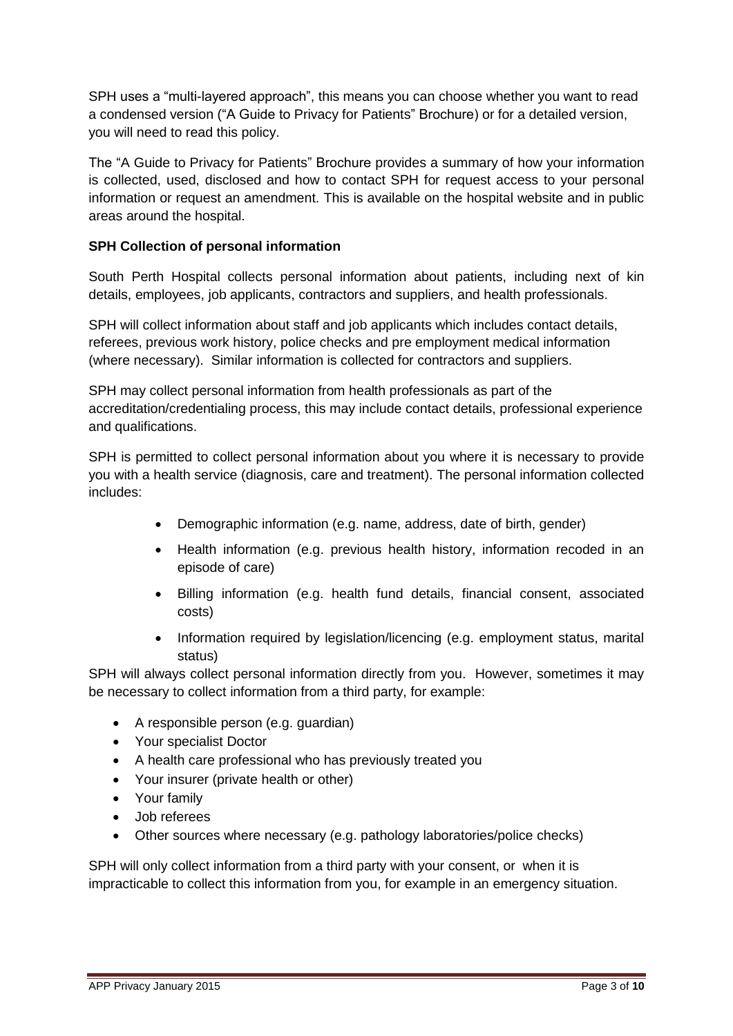SPH uses a "multi-layered approach", this means you can choose whether you want to read a condensed version ("A Guide to Privacy for Patients" Brochure) or for a detailed version, you will need to read this policy.

The "A Guide to Privacy for Patients" Brochure provides a summary of how your information is collected, used, disclosed and how to contact SPH for request access to your personal information or request an amendment. This is available on the hospital website and in public areas around the hospital.

**SPH Collection of personal information**

South Perth Hospital collects personal information about patients, including next of kin details, employees, job applicants, contractors and suppliers, and health professionals.

SPH will collect information about staff and job applicants which includes contact details, referees, previous work history, police checks and pre employment medical information (where necessary). Similar information is collected for contractors and suppliers.

SPH may collect personal information from health professionals as part of the accreditation/credentialing process, this may include contact details, professional experience and qualifications.

SPH is permitted to collect personal information about you where it is necessary to provide you with a health service (diagnosis, care and treatment). The personal information collected includes:

- Demographic information (e.g. name, address, date of birth, gender)
- Health information (e.g. previous health history, information recoded in an episode of care)
- Billing information (e.g. health fund details, financial consent, associated costs)
- Information required by legislation/licencing (e.g. employment status, marital status)

SPH will always collect personal information directly from you. However, sometimes it may be necessary to collect information from a third party, for example:

- A responsible person (e.g. guardian)
- Your specialist Doctor
- A health care professional who has previously treated you
- Your insurer (private health or other)
- Your family
- Job referees
- Other sources where necessary (e.g. pathology laboratories/police checks)

SPH will only collect information from a third party with your consent, or when it is impracticable to collect this information from you, for example in an emergency situation.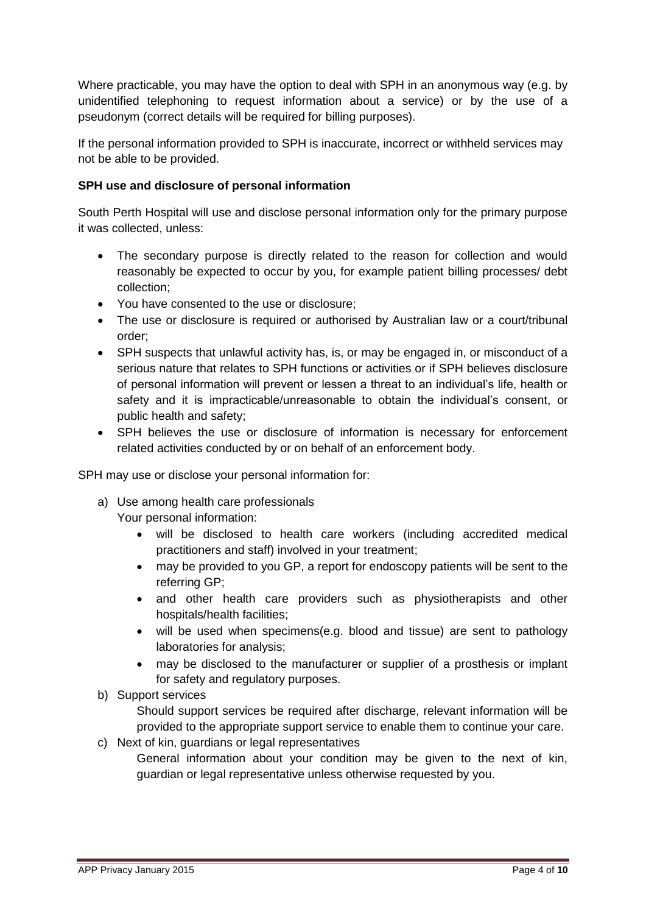Where practicable, you may have the option to deal with SPH in an anonymous way (e.g. by unidentified telephoning to request information about a service) or by the use of a pseudonym (correct details will be required for billing purposes).

If the personal information provided to SPH is inaccurate, incorrect or withheld services may not be able to be provided.

**SPH use and disclosure of personal information**

South Perth Hospital will use and disclose personal information only for the primary purpose it was collected, unless:

- The secondary purpose is directly related to the reason for collection and would reasonably be expected to occur by you, for example patient billing processes/ debt collection;
- You have consented to the use or disclosure;
- The use or disclosure is required or authorised by Australian law or a court/tribunal order;
- SPH suspects that unlawful activity has, is, or may be engaged in, or misconduct of a serious nature that relates to SPH functions or activities or if SPH believes disclosure of personal information will prevent or lessen a threat to an individual's life, health or safety and it is impracticable/unreasonable to obtain the individual's consent, or public health and safety;
- SPH believes the use or disclosure of information is necessary for enforcement related activities conducted by or on behalf of an enforcement body.

SPH may use or disclose your personal information for:

a) Use among health care professionals
   Your personal information:
   - will be disclosed to health care workers (including accredited medical practitioners and staff) involved in your treatment;
   - may be provided to you GP, a report for endoscopy patients will be sent to the referring GP;
   - and other health care providers such as physiotherapists and other hospitals/health facilities;
   - will be used when specimens(e.g. blood and tissue) are sent to pathology laboratories for analysis;
   - may be disclosed to the manufacturer or supplier of a prosthesis or implant for safety and regulatory purposes.

b) Support services
   Should support services be required after discharge, relevant information will be provided to the appropriate support service to enable them to continue your care.

c) Next of kin, guardians or legal representatives
   General information about your condition may be given to the next of kin, guardian or legal representative unless otherwise requested by you.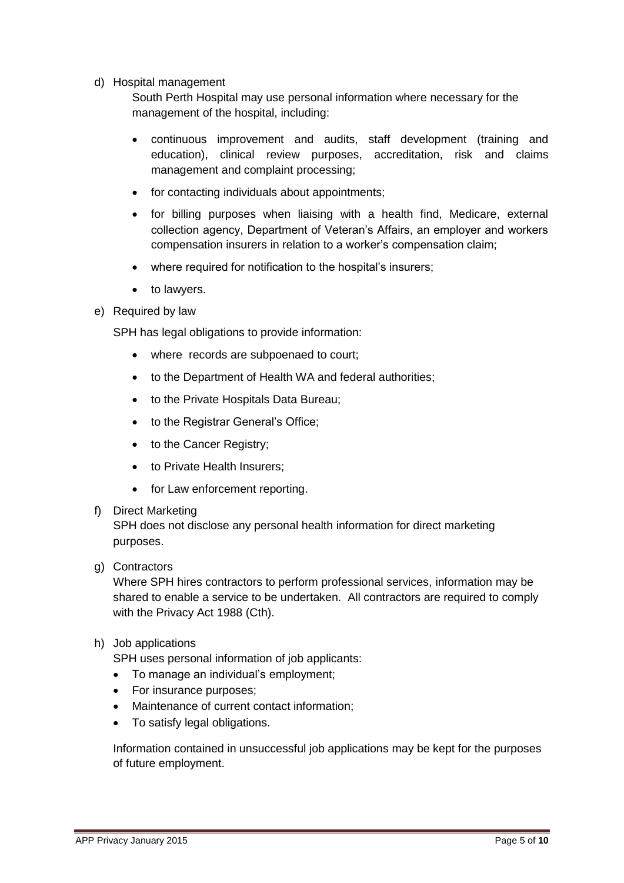d) Hospital management

   South Perth Hospital may use personal information where necessary for the management of the hospital, including:

   - continuous improvement and audits, staff development (training and education), clinical review purposes, accreditation, risk and claims management and complaint processing;
   - for contacting individuals about appointments;
   - for billing purposes when liaising with a health find, Medicare, external collection agency, Department of Veteran's Affairs, an employer and workers compensation insurers in relation to a worker's compensation claim;
   - where required for notification to the hospital's insurers;
   - to lawyers.

e) Required by law

   SPH has legal obligations to provide information:

   - where records are subpoenaed to court;
   - to the Department of Health WA and federal authorities;
   - to the Private Hospitals Data Bureau;
   - to the Registrar General's Office;
   - to the Cancer Registry;
   - to Private Health Insurers;
   - for Law enforcement reporting.

f) Direct Marketing

   SPH does not disclose any personal health information for direct marketing purposes.

g) Contractors

   Where SPH hires contractors to perform professional services, information may be shared to enable a service to be undertaken. All contractors are required to comply with the Privacy Act 1988 (Cth).

h) Job applications

   SPH uses personal information of job applicants:

   - To manage an individual's employment;
   - For insurance purposes;
   - Maintenance of current contact information;
   - To satisfy legal obligations.

   Information contained in unsuccessful job applications may be kept for the purposes of future employment.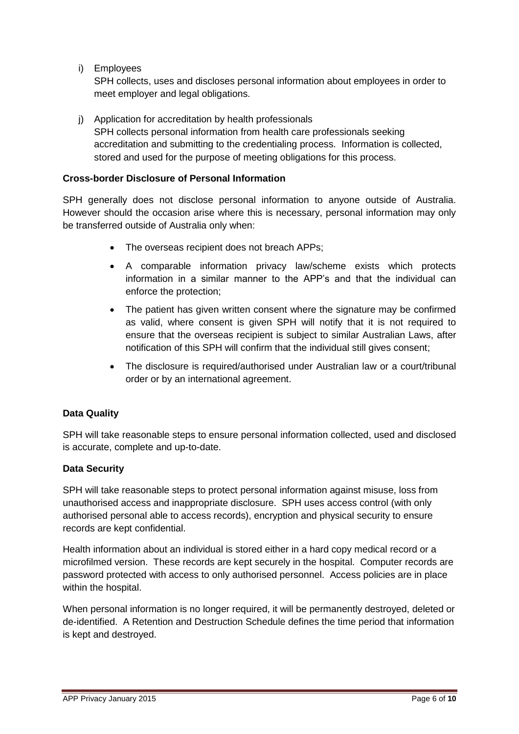i) Employees
   SPH collects, uses and discloses personal information about employees in order to meet employer and legal obligations.

j) Application for accreditation by health professionals
   SPH collects personal information from health care professionals seeking accreditation and submitting to the credentialing process. Information is collected, stored and used for the purpose of meeting obligations for this process.

**Cross-border Disclosure of Personal Information**

SPH generally does not disclose personal information to anyone outside of Australia. However should the occasion arise where this is necessary, personal information may only be transferred outside of Australia only when:

- The overseas recipient does not breach APPs;
- A comparable information privacy law/scheme exists which protects information in a similar manner to the APP's and that the individual can enforce the protection;
- The patient has given written consent where the signature may be confirmed as valid, where consent is given SPH will notify that it is not required to ensure that the overseas recipient is subject to similar Australian Laws, after notification of this SPH will confirm that the individual still gives consent;
- The disclosure is required/authorised under Australian law or a court/tribunal order or by an international agreement.

**Data Quality**

SPH will take reasonable steps to ensure personal information collected, used and disclosed is accurate, complete and up-to-date.

**Data Security**

SPH will take reasonable steps to protect personal information against misuse, loss from unauthorised access and inappropriate disclosure. SPH uses access control (with only authorised personal able to access records), encryption and physical security to ensure records are kept confidential.

Health information about an individual is stored either in a hard copy medical record or a microfilmed version. These records are kept securely in the hospital. Computer records are password protected with access to only authorised personnel. Access policies are in place within the hospital.

When personal information is no longer required, it will be permanently destroyed, deleted or de-identified. A Retention and Destruction Schedule defines the time period that information is kept and destroyed.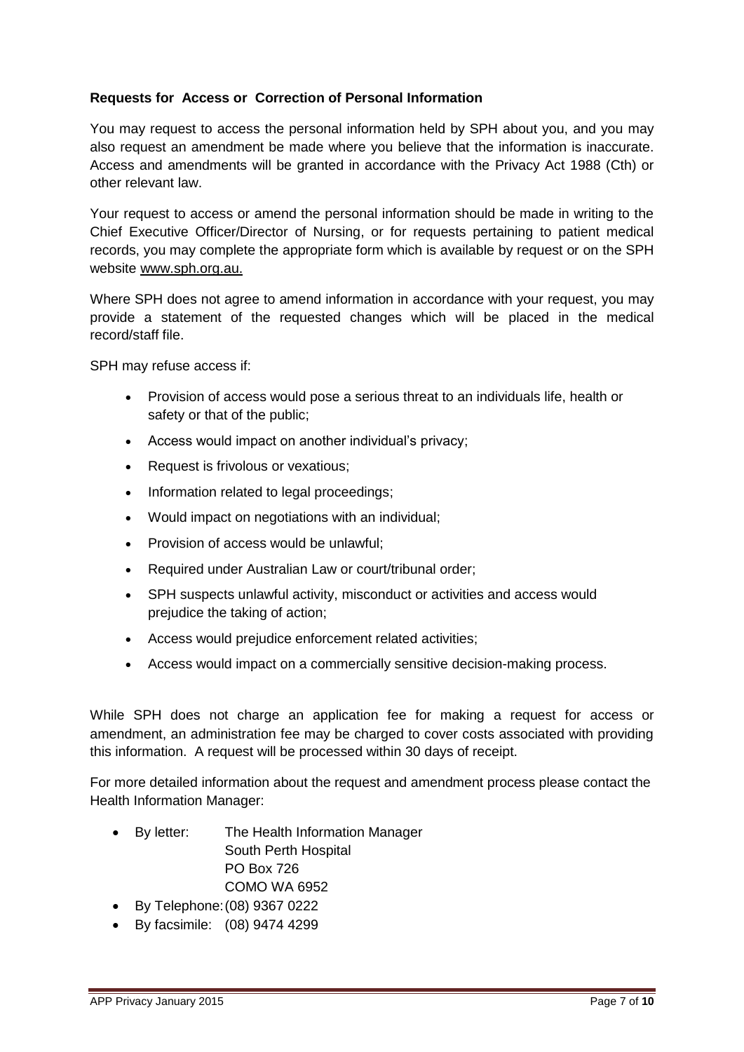**Requests for Access or Correction of Personal Information**

You may request to access the personal information held by SPH about you, and you may also request an amendment be made where you believe that the information is inaccurate. Access and amendments will be granted in accordance with the Privacy Act 1988 (Cth) or other relevant law.

Your request to access or amend the personal information should be made in writing to the Chief Executive Officer/Director of Nursing, or for requests pertaining to patient medical records, you may complete the appropriate form which is available by request or on the SPH website www.sph.org.au.

Where SPH does not agree to amend information in accordance with your request, you may provide a statement of the requested changes which will be placed in the medical record/staff file.

SPH may refuse access if:

- Provision of access would pose a serious threat to an individuals life, health or safety or that of the public;
- Access would impact on another individual's privacy;
- Request is frivolous or vexatious;
- Information related to legal proceedings;
- Would impact on negotiations with an individual;
- Provision of access would be unlawful;
- Required under Australian Law or court/tribunal order;
- SPH suspects unlawful activity, misconduct or activities and access would prejudice the taking of action;
- Access would prejudice enforcement related activities;
- Access would impact on a commercially sensitive decision-making process.

While SPH does not charge an application fee for making a request for access or amendment, an administration fee may be charged to cover costs associated with providing this information. A request will be processed within 30 days of receipt.

For more detailed information about the request and amendment process please contact the Health Information Manager:

- By letter: The Health Information Manager
  South Perth Hospital
  PO Box 726
  COMO WA 6952
- By Telephone: (08) 9367 0222
- By facsimile: (08) 9474 4299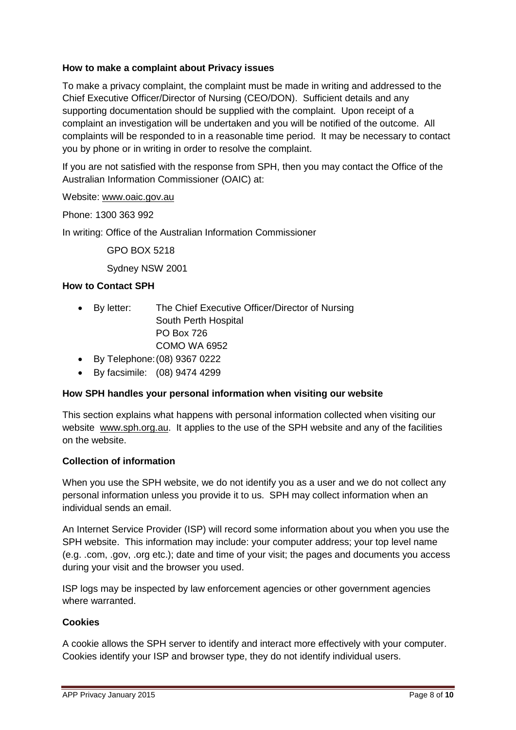**How to make a complaint about Privacy issues**

To make a privacy complaint, the complaint must be made in writing and addressed to the Chief Executive Officer/Director of Nursing (CEO/DON). Sufficient details and any supporting documentation should be supplied with the complaint. Upon receipt of a complaint an investigation will be undertaken and you will be notified of the outcome. All complaints will be responded to in a reasonable time period. It may be necessary to contact you by phone or in writing in order to resolve the complaint.

If you are not satisfied with the response from SPH, then you may contact the Office of the Australian Information Commissioner (OAIC) at:

Website: www.oaic.gov.au

Phone: 1300 363 992

In writing: Office of the Australian Information Commissioner

GPO BOX 5218

Sydney NSW 2001

**How to Contact SPH**

- By letter: The Chief Executive Officer/Director of Nursing
  South Perth Hospital
  PO Box 726
  COMO WA 6952
- By Telephone: (08) 9367 0222
- By facsimile: (08) 9474 4299

**How SPH handles your personal information when visiting our website**

This section explains what happens with personal information collected when visiting our website www.sph.org.au. It applies to the use of the SPH website and any of the facilities on the website.

**Collection of information**

When you use the SPH website, we do not identify you as a user and we do not collect any personal information unless you provide it to us. SPH may collect information when an individual sends an email.

An Internet Service Provider (ISP) will record some information about you when you use the SPH website. This information may include: your computer address; your top level name (e.g. .com, .gov, .org etc.); date and time of your visit; the pages and documents you access during your visit and the browser you used.

ISP logs may be inspected by law enforcement agencies or other government agencies where warranted.

**Cookies**

A cookie allows the SPH server to identify and interact more effectively with your computer. Cookies identify your ISP and browser type, they do not identify individual users.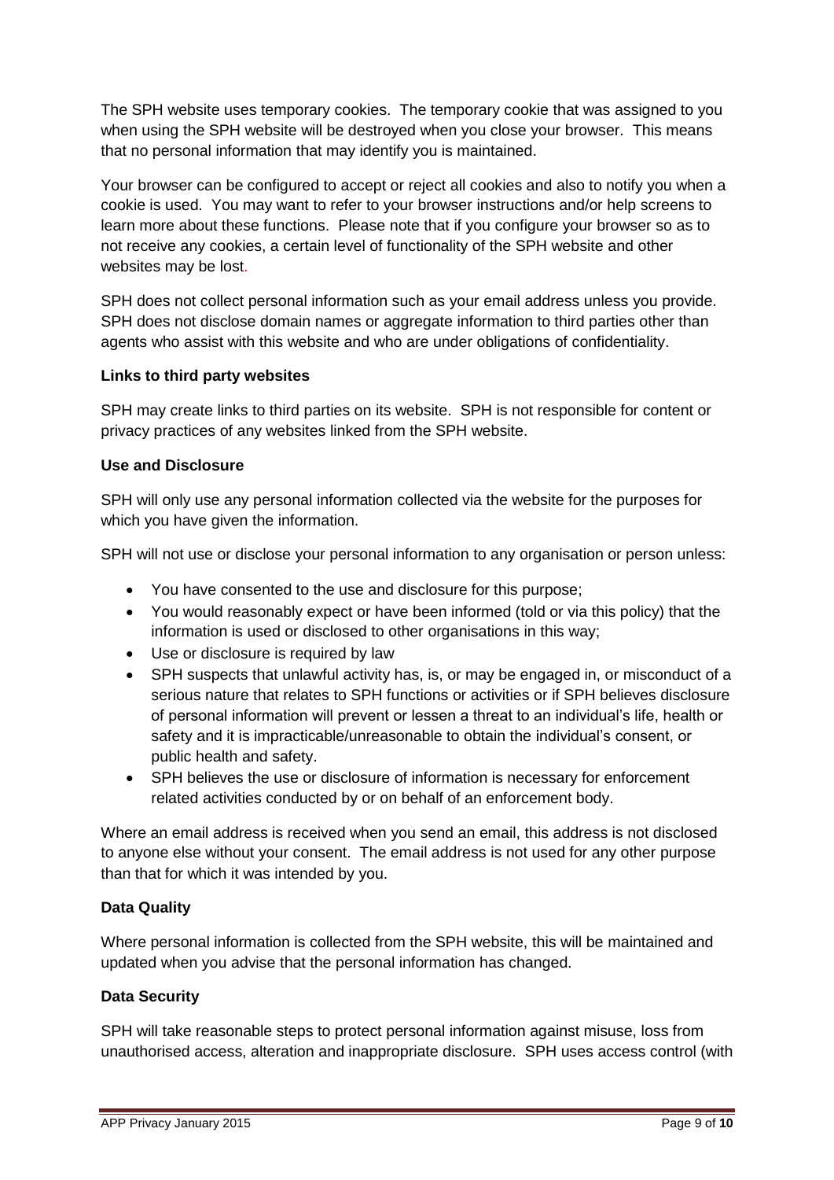The SPH website uses temporary cookies. The temporary cookie that was assigned to you when using the SPH website will be destroyed when you close your browser. This means that no personal information that may identify you is maintained.

Your browser can be configured to accept or reject all cookies and also to notify you when a cookie is used. You may want to refer to your browser instructions and/or help screens to learn more about these functions. Please note that if you configure your browser so as to not receive any cookies, a certain level of functionality of the SPH website and other websites may be lost.

SPH does not collect personal information such as your email address unless you provide. SPH does not disclose domain names or aggregate information to third parties other than agents who assist with this website and who are under obligations of confidentiality.

**Links to third party websites**

SPH may create links to third parties on its website. SPH is not responsible for content or privacy practices of any websites linked from the SPH website.

**Use and Disclosure**

SPH will only use any personal information collected via the website for the purposes for which you have given the information.

SPH will not use or disclose your personal information to any organisation or person unless:

- You have consented to the use and disclosure for this purpose;
- You would reasonably expect or have been informed (told or via this policy) that the information is used or disclosed to other organisations in this way;
- Use or disclosure is required by law
- SPH suspects that unlawful activity has, is, or may be engaged in, or misconduct of a serious nature that relates to SPH functions or activities or if SPH believes disclosure of personal information will prevent or lessen a threat to an individual's life, health or safety and it is impracticable/unreasonable to obtain the individual's consent, or public health and safety.
- SPH believes the use or disclosure of information is necessary for enforcement related activities conducted by or on behalf of an enforcement body.

Where an email address is received when you send an email, this address is not disclosed to anyone else without your consent. The email address is not used for any other purpose than that for which it was intended by you.

**Data Quality**

Where personal information is collected from the SPH website, this will be maintained and updated when you advise that the personal information has changed.

**Data Security**

SPH will take reasonable steps to protect personal information against misuse, loss from unauthorised access, alteration and inappropriate disclosure. SPH uses access control (with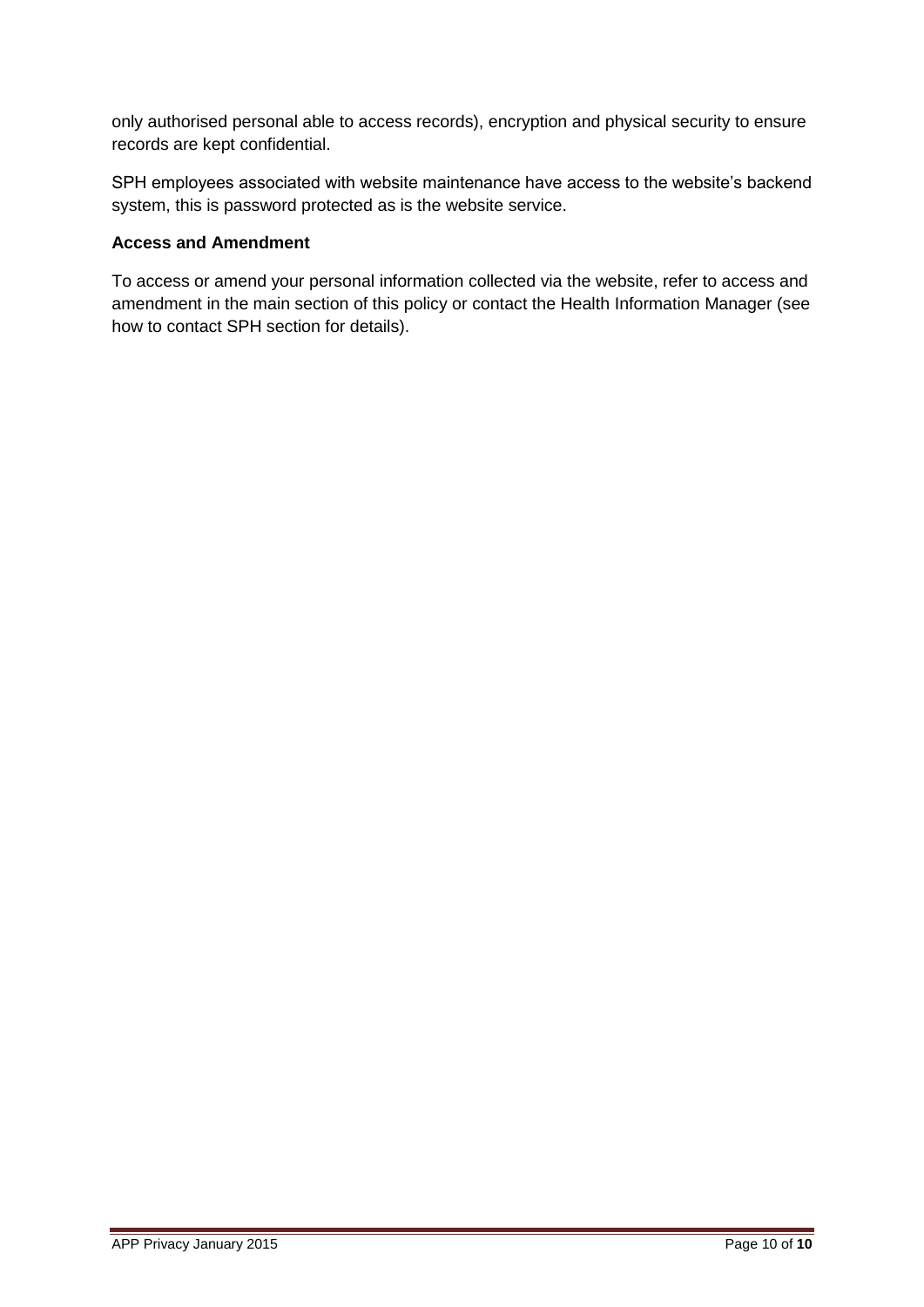only authorised personal able to access records), encryption and physical security to ensure records are kept confidential.

SPH employees associated with website maintenance have access to the website's backend system, this is password protected as is the website service.

**Access and Amendment**

To access or amend your personal information collected via the website, refer to access and amendment in the main section of this policy or contact the Health Information Manager (see how to contact SPH section for details).